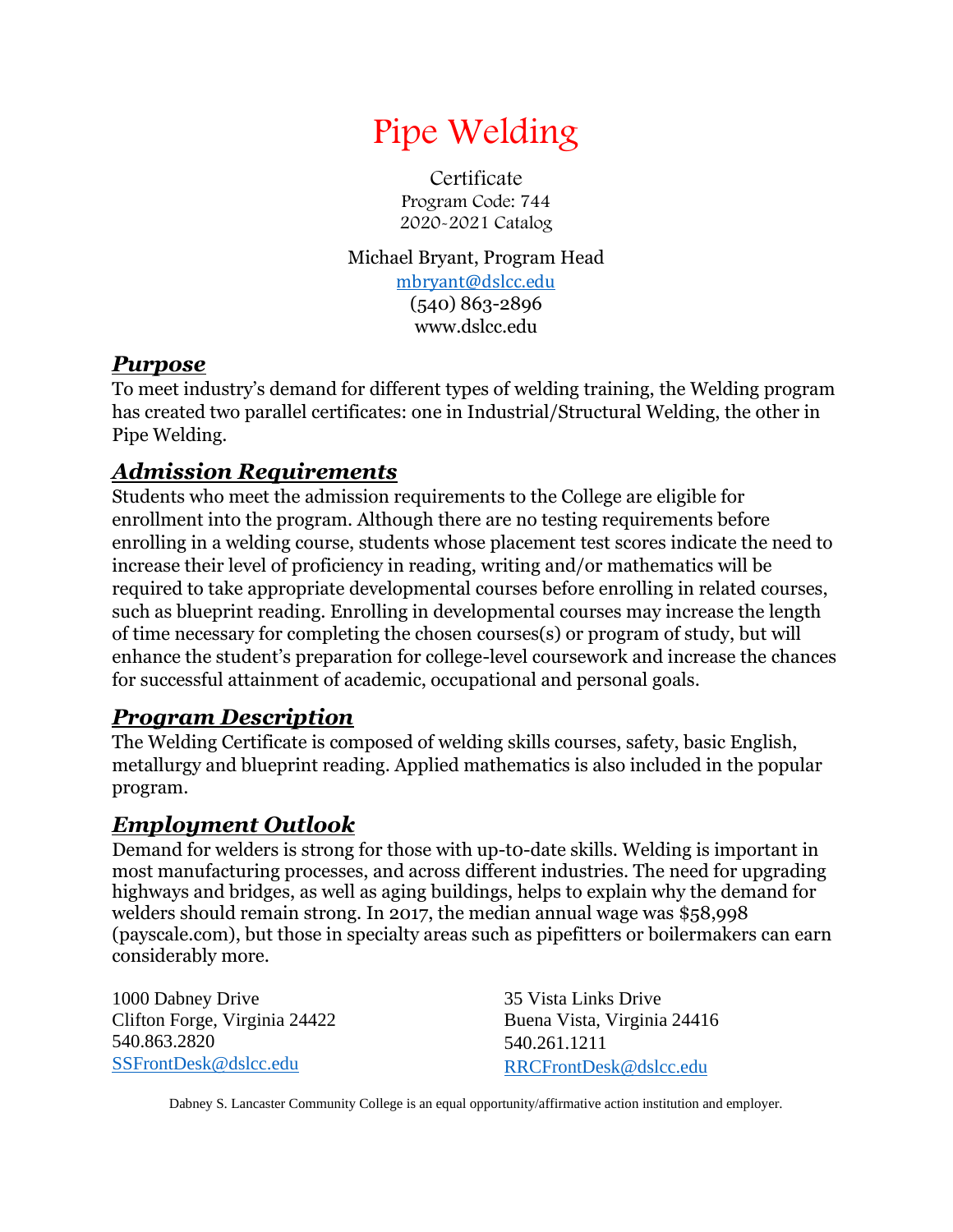# Pipe Welding

Certificate
Program Code: 744
2020-2021 Catalog

Michael Bryant, Program Head
mbryant@dslcc.edu
(540) 863-2896
www.dslcc.edu

## ***Purpose***

To meet industry's demand for different types of welding training, the Welding program has created two parallel certificates: one in Industrial/Structural Welding, the other in Pipe Welding.

## ***Admission Requirements***

Students who meet the admission requirements to the College are eligible for enrollment into the program. Although there are no testing requirements before enrolling in a welding course, students whose placement test scores indicate the need to increase their level of proficiency in reading, writing and/or mathematics will be required to take appropriate developmental courses before enrolling in related courses, such as blueprint reading. Enrolling in developmental courses may increase the length of time necessary for completing the chosen courses(s) or program of study, but will enhance the student's preparation for college-level coursework and increase the chances for successful attainment of academic, occupational and personal goals.

## ***Program Description***

The Welding Certificate is composed of welding skills courses, safety, basic English, metallurgy and blueprint reading. Applied mathematics is also included in the popular program.

## ***Employment Outlook***

Demand for welders is strong for those with up-to-date skills. Welding is important in most manufacturing processes, and across different industries. The need for upgrading highways and bridges, as well as aging buildings, helps to explain why the demand for welders should remain strong. In 2017, the median annual wage was $58,998 (payscale.com), but those in specialty areas such as pipefitters or boilermakers can earn considerably more.

1000 Dabney Drive
Clifton Forge, Virginia 24422
540.863.2820
SSFrontDesk@dslcc.edu

35 Vista Links Drive
Buena Vista, Virginia 24416
540.261.1211
RRCFrontDesk@dslcc.edu

Dabney S. Lancaster Community College is an equal opportunity/affirmative action institution and employer.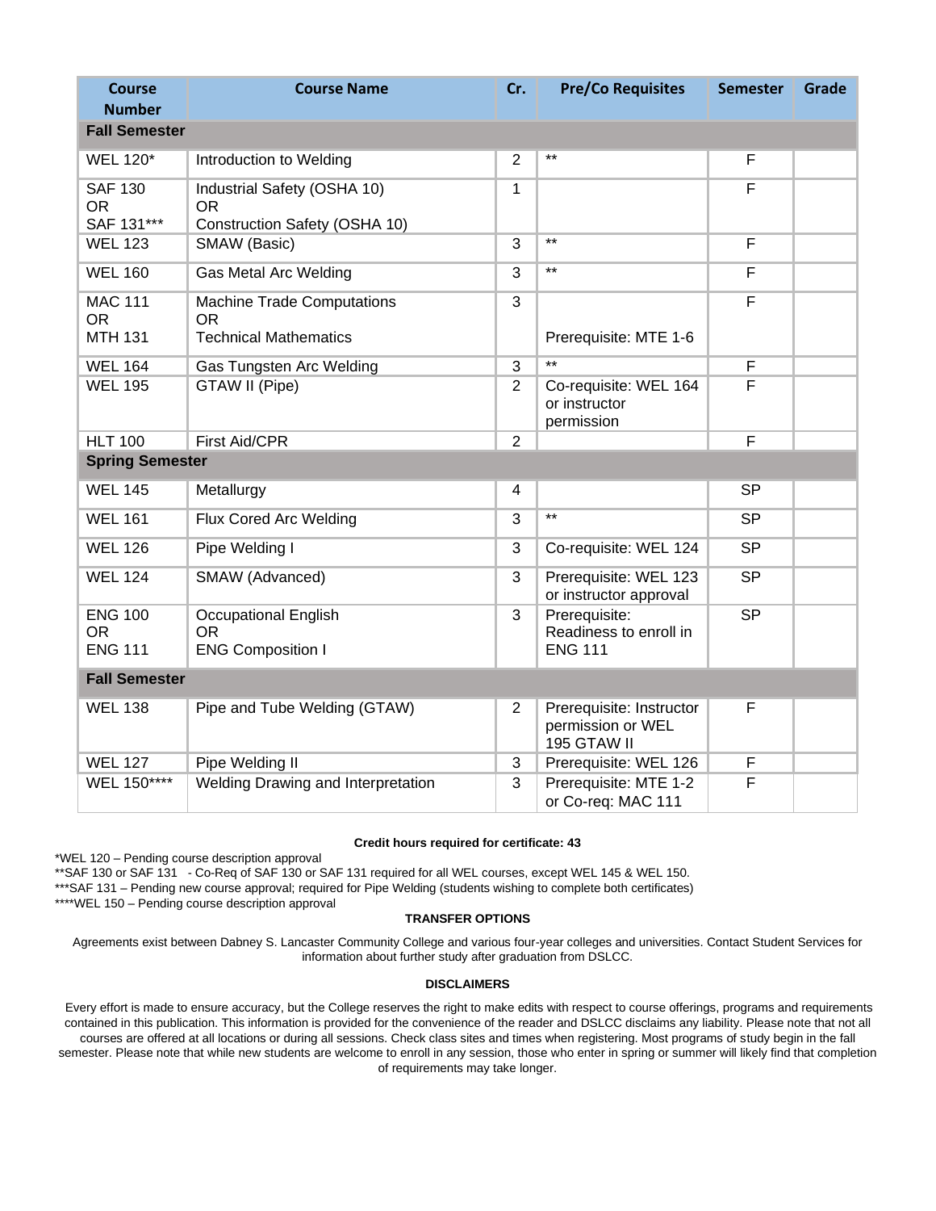| Course Number | Course Name | Cr. | Pre/Co Requisites | Semester | Grade |
|---|---|---|---|---|---|
| **Fall Semester** | | | | | |
| WEL 120* | Introduction to Welding | 2 | ** | F | |
| SAF 130 OR SAF 131*** | Industrial Safety (OSHA 10) OR Construction Safety (OSHA 10) | 1 | | F | |
| WEL 123 | SMAW (Basic) | 3 | ** | F | |
| WEL 160 | Gas Metal Arc Welding | 3 | ** | F | |
| MAC 111 OR MTH 131 | Machine Trade Computations OR Technical Mathematics | 3 | Prerequisite: MTE 1-6 | F | |
| WEL 164 | Gas Tungsten Arc Welding | 3 | ** | F | |
| WEL 195 | GTAW II (Pipe) | 2 | Co-requisite: WEL 164 or instructor permission | F | |
| HLT 100 | First Aid/CPR | 2 | | F | |
| **Spring Semester** | | | | | |
| WEL 145 | Metallurgy | 4 | | SP | |
| WEL 161 | Flux Cored Arc Welding | 3 | ** | SP | |
| WEL 126 | Pipe Welding I | 3 | Co-requisite: WEL 124 | SP | |
| WEL 124 | SMAW (Advanced) | 3 | Prerequisite: WEL 123 or instructor approval | SP | |
| ENG 100 OR ENG 111 | Occupational English OR ENG Composition I | 3 | Prerequisite: Readiness to enroll in ENG 111 | SP | |
| **Fall Semester** | | | | | |
| WEL 138 | Pipe and Tube Welding (GTAW) | 2 | Prerequisite: Instructor permission or WEL 195 GTAW II | F | |
| WEL 127 | Pipe Welding II | 3 | Prerequisite: WEL 126 | F | |
| WEL 150**** | Welding Drawing and Interpretation | 3 | Prerequisite: MTE 1-2 or Co-req: MAC 111 | F | |

**Credit hours required for certificate: 43**

*WEL 120 – Pending course description approval
**SAF 130 or SAF 131 - Co-Req of SAF 130 or SAF 131 required for all WEL courses, except WEL 145 & WEL 150.
***SAF 131 – Pending new course approval; required for Pipe Welding (students wishing to complete both certificates)
****WEL 150 – Pending course description approval

**TRANSFER OPTIONS**

Agreements exist between Dabney S. Lancaster Community College and various four-year colleges and universities. Contact Student Services for information about further study after graduation from DSLCC.

**DISCLAIMERS**

Every effort is made to ensure accuracy, but the College reserves the right to make edits with respect to course offerings, programs and requirements contained in this publication. This information is provided for the convenience of the reader and DSLCC disclaims any liability. Please note that not all courses are offered at all locations or during all sessions. Check class sites and times when registering. Most programs of study begin in the fall semester. Please note that while new students are welcome to enroll in any session, those who enter in spring or summer will likely find that completion of requirements may take longer.